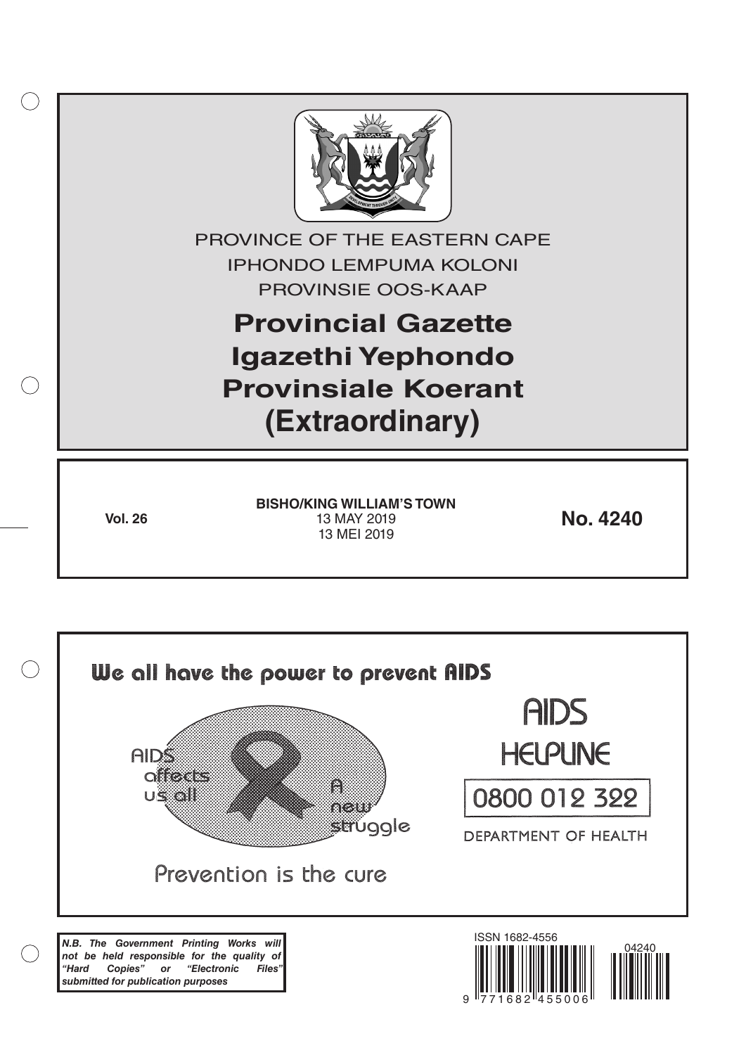PROVINCE OF THE EASTERN CAPE
IPHONDO LEMPUMA KOLONI
PROVINSIE OOS-KAAP

# Provincial Gazette
# Igazethi Yephondo
# Provinsiale Koerant
# (Extraordinary)

**Vol. 26**

**BISHO/KING WILLIAM'S TOWN**
13 MAY 2019
13 MEI 2019

**No. 4240**

We all have the power to prevent AIDS

AIDS affects us all

A new struggle

Prevention is the cure

AIDS HELPLINE

0800 012 322

DEPARTMENT OF HEALTH

***N.B. The Government Printing Works will not be held responsible for the quality of "Hard Copies" or "Electronic Files" submitted for publication purposes***

ISSN 1682-4556

9 771682 455006

04240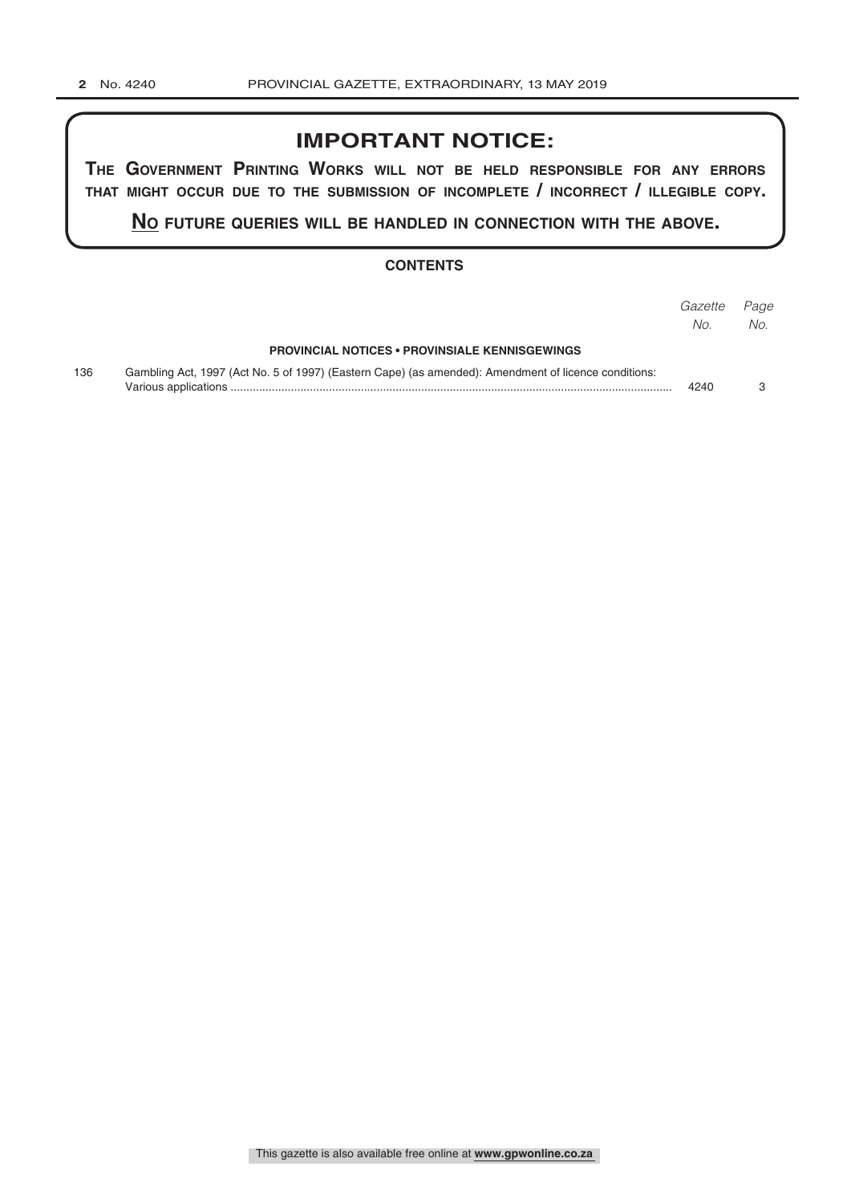# IMPORTANT NOTICE:

**THE GOVERNMENT PRINTING WORKS WILL NOT BE HELD RESPONSIBLE FOR ANY ERRORS THAT MIGHT OCCUR DUE TO THE SUBMISSION OF INCOMPLETE / INCORRECT / ILLEGIBLE COPY.**

**NO FUTURE QUERIES WILL BE HANDLED IN CONNECTION WITH THE ABOVE.**

## CONTENTS

| | | *Gazette No.* | *Page No.* |
|---|---|---|---|
| | **PROVINCIAL NOTICES • PROVINSIALE KENNISGEWINGS** | | |
| 136 | Gambling Act, 1997 (Act No. 5 of 1997) (Eastern Cape) (as amended): Amendment of licence conditions: Various applications | 4240 | 3 |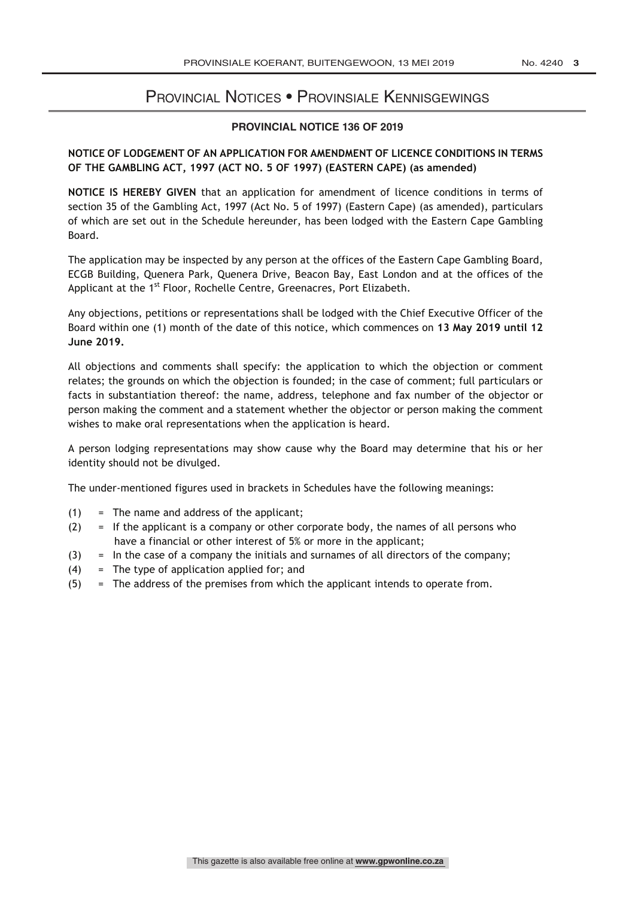# Provincial Notices • Provinsiale Kennisgewings

## PROVINCIAL NOTICE 136 OF 2019

**NOTICE OF LODGEMENT OF AN APPLICATION FOR AMENDMENT OF LICENCE CONDITIONS IN TERMS OF THE GAMBLING ACT, 1997 (ACT NO. 5 OF 1997) (EASTERN CAPE) (as amended)**

**NOTICE IS HEREBY GIVEN** that an application for amendment of licence conditions in terms of section 35 of the Gambling Act, 1997 (Act No. 5 of 1997) (Eastern Cape) (as amended), particulars of which are set out in the Schedule hereunder, has been lodged with the Eastern Cape Gambling Board.

The application may be inspected by any person at the offices of the Eastern Cape Gambling Board, ECGB Building, Quenera Park, Quenera Drive, Beacon Bay, East London and at the offices of the Applicant at the 1st Floor, Rochelle Centre, Greenacres, Port Elizabeth.

Any objections, petitions or representations shall be lodged with the Chief Executive Officer of the Board within one (1) month of the date of this notice, which commences on **13 May 2019 until 12 June 2019.**

All objections and comments shall specify: the application to which the objection or comment relates; the grounds on which the objection is founded; in the case of comment; full particulars or facts in substantiation thereof: the name, address, telephone and fax number of the objector or person making the comment and a statement whether the objector or person making the comment wishes to make oral representations when the application is heard.

A person lodging representations may show cause why the Board may determine that his or her identity should not be divulged.

The under-mentioned figures used in brackets in Schedules have the following meanings:

- (1) = The name and address of the applicant;
- (2) = If the applicant is a company or other corporate body, the names of all persons who have a financial or other interest of 5% or more in the applicant;
- (3) = In the case of a company the initials and surnames of all directors of the company;
- (4) = The type of application applied for; and
- (5) = The address of the premises from which the applicant intends to operate from.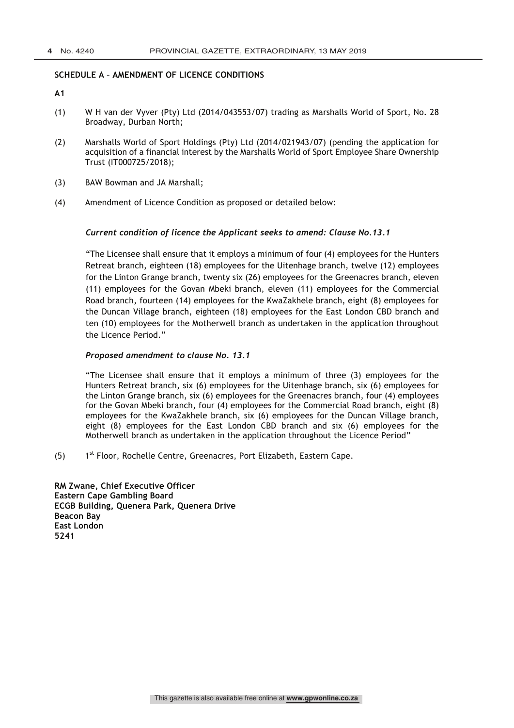**SCHEDULE A – AMENDMENT OF LICENCE CONDITIONS**

**A1**

(1) W H van der Vyver (Pty) Ltd (2014/043553/07) trading as Marshalls World of Sport, No. 28 Broadway, Durban North;

(2) Marshalls World of Sport Holdings (Pty) Ltd (2014/021943/07) (pending the application for acquisition of a financial interest by the Marshalls World of Sport Employee Share Ownership Trust (IT000725/2018);

(3) BAW Bowman and JA Marshall;

(4) Amendment of Licence Condition as proposed or detailed below:

*Current condition of licence the Applicant seeks to amend: Clause No.13.1*

"The Licensee shall ensure that it employs a minimum of four (4) employees for the Hunters Retreat branch, eighteen (18) employees for the Uitenhage branch, twelve (12) employees for the Linton Grange branch, twenty six (26) employees for the Greenacres branch, eleven (11) employees for the Govan Mbeki branch, eleven (11) employees for the Commercial Road branch, fourteen (14) employees for the KwaZakhele branch, eight (8) employees for the Duncan Village branch, eighteen (18) employees for the East London CBD branch and ten (10) employees for the Motherwell branch as undertaken in the application throughout the Licence Period."

*Proposed amendment to clause No. 13.1*

"The Licensee shall ensure that it employs a minimum of three (3) employees for the Hunters Retreat branch, six (6) employees for the Uitenhage branch, six (6) employees for the Linton Grange branch, six (6) employees for the Greenacres branch, four (4) employees for the Govan Mbeki branch, four (4) employees for the Commercial Road branch, eight (8) employees for the KwaZakhele branch, six (6) employees for the Duncan Village branch, eight (8) employees for the East London CBD branch and six (6) employees for the Motherwell branch as undertaken in the application throughout the Licence Period"

(5) 1st Floor, Rochelle Centre, Greenacres, Port Elizabeth, Eastern Cape.

**RM Zwane, Chief Executive Officer**
**Eastern Cape Gambling Board**
**ECGB Building, Quenera Park, Quenera Drive**
**Beacon Bay**
**East London**
**5241**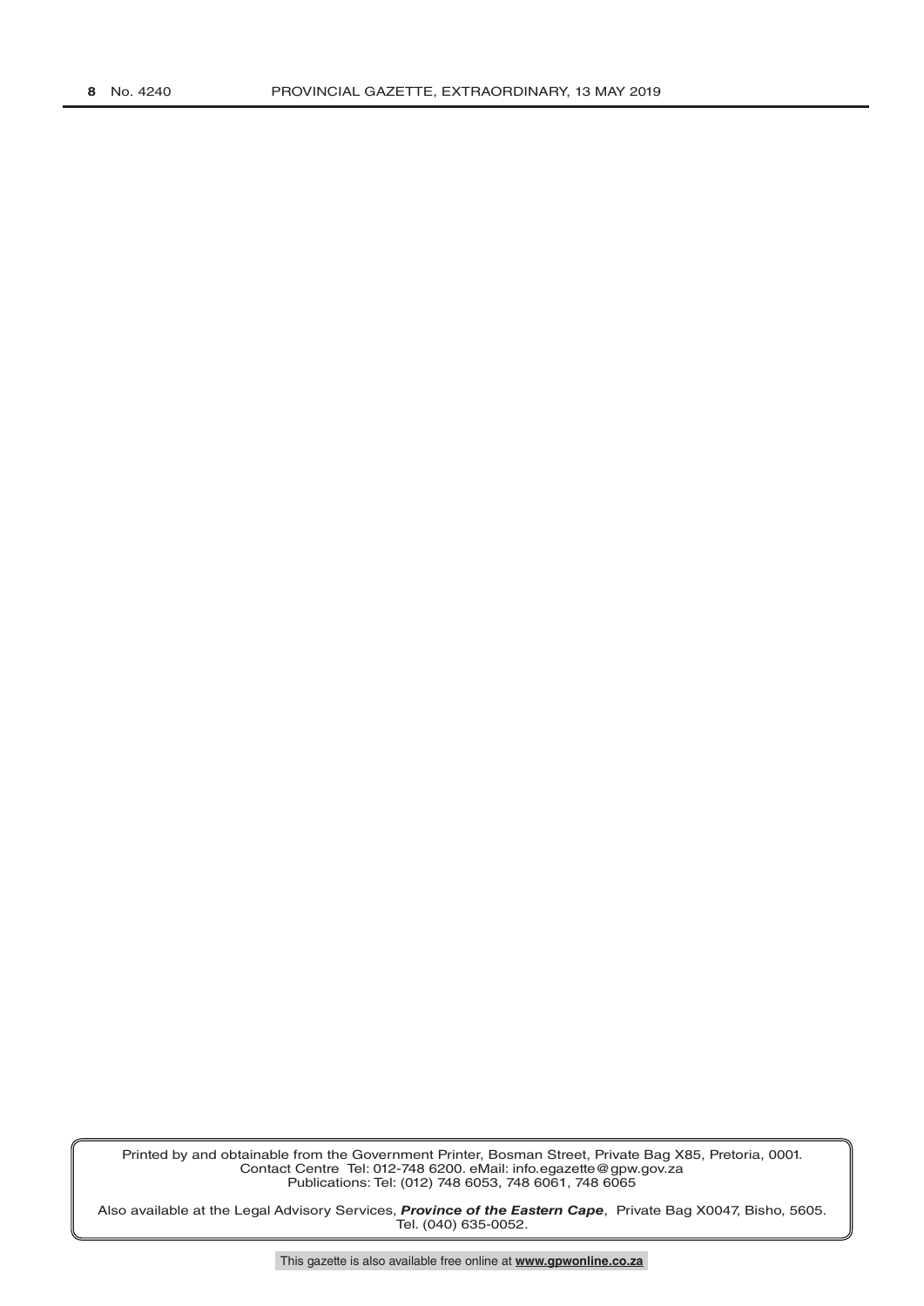Printed by and obtainable from the Government Printer, Bosman Street, Private Bag X85, Pretoria, 0001.
Contact Centre Tel: 012-748 6200. eMail: info.egazette@gpw.gov.za
Publications: Tel: (012) 748 6053, 748 6061, 748 6065

Also available at the Legal Advisory Services, ***Province of the Eastern Cape***, Private Bag X0047, Bisho, 5605.
Tel. (040) 635-0052.

This gazette is also available free online at **www.gpwonline.co.za**